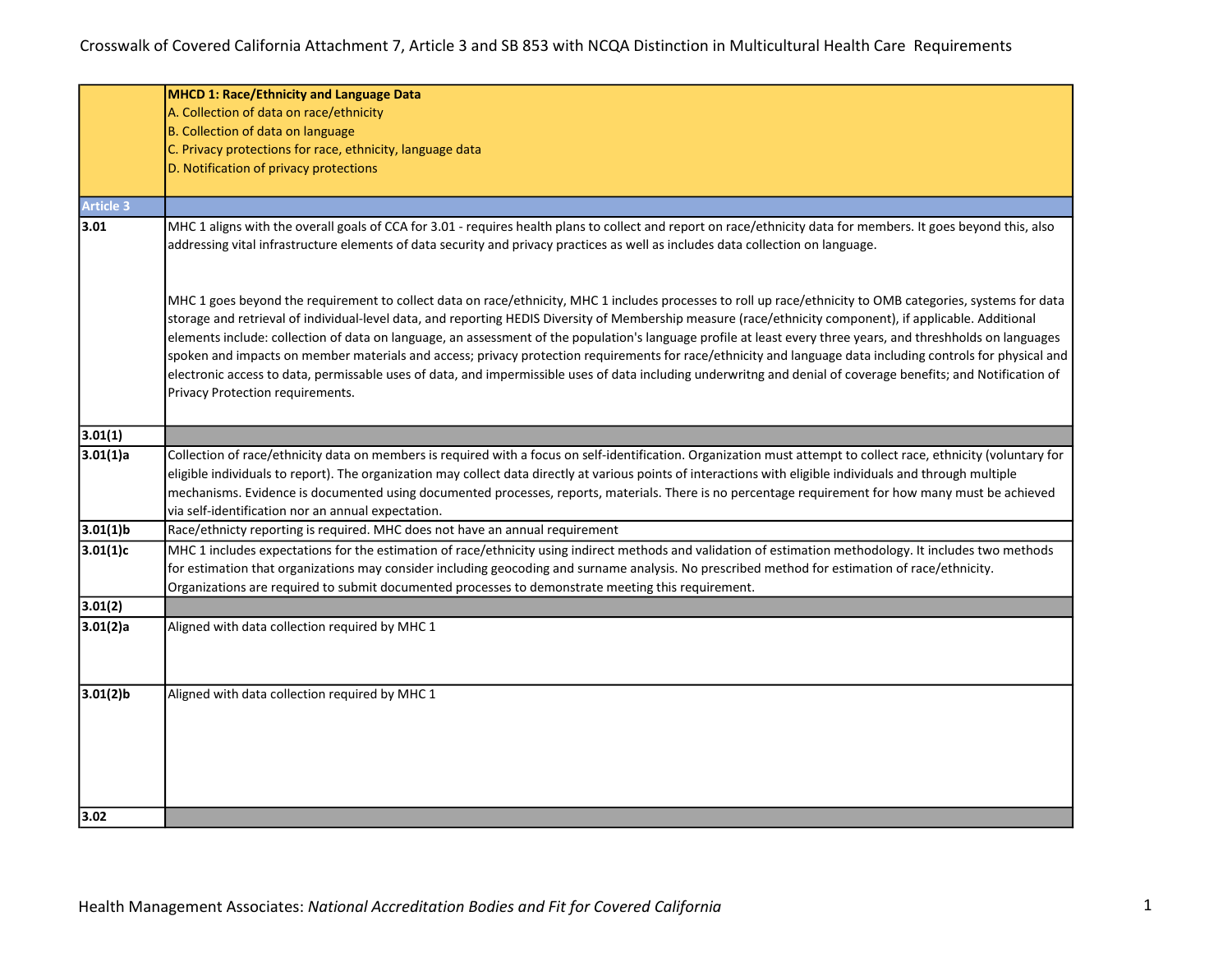Crosswalk of Covered California Attachment 7, Article 3 and SB 853 with NCQA Distinction in Multicultural Health Care Requirements

| | **MHCD 1: Race/Ethnicity and Language Data**<br>A. Collection of data on race/ethnicity<br>B. Collection of data on language<br>C. Privacy protections for race, ethnicity, language data<br>D. Notification of privacy protections |
|---|---|
| **Article 3** | |
| **3.01** | MHC 1 aligns with the overall goals of CCA for 3.01 - requires health plans to collect and report on race/ethnicity data for members. It goes beyond this, also addressing vital infrastructure elements of data security and privacy practices as well as includes data collection on language.<br><br>MHC 1 goes beyond the requirement to collect data on race/ethnicity, MHC 1 includes processes to roll up race/ethnicity to OMB categories, systems for data storage and retrieval of individual-level data, and reporting HEDIS Diversity of Membership measure (race/ethnicity component), if applicable. Additional elements include: collection of data on language, an assessment of the population's language profile at least every three years, and threshholds on languages spoken and impacts on member materials and access; privacy protection requirements for race/ethnicity and language data including controls for physical and electronic access to data, permissable uses of data, and impermissible uses of data including underwritng and denial of coverage benefits; and Notification of Privacy Protection requirements. |
| **3.01(1)** | |
| **3.01(1)a** | Collection of race/ethnicity data on members is required with a focus on self-identification. Organization must attempt to collect race, ethnicity (voluntary for eligible individuals to report). The organization may collect data directly at various points of interactions with eligible individuals and through multiple mechanisms. Evidence is documented using documented processes, reports, materials. There is no percentage requirement for how many must be achieved via self-identification nor an annual expectation. |
| **3.01(1)b** | Race/ethnicty reporting is required. MHC does not have an annual requirement |
| **3.01(1)c** | MHC 1 includes expectations for the estimation of race/ethnicity using indirect methods and validation of estimation methodology. It includes two methods for estimation that organizations may consider including geocoding and surname analysis. No prescribed method for estimation of race/ethnicity. Organizations are required to submit documented processes to demonstrate meeting this requirement. |
| **3.01(2)** | |
| **3.01(2)a** | Aligned with data collection required by MHC 1 |
| **3.01(2)b** | Aligned with data collection required by MHC 1 |
| **3.02** | |

Health Management Associates: *National Accreditation Bodies and Fit for Covered California*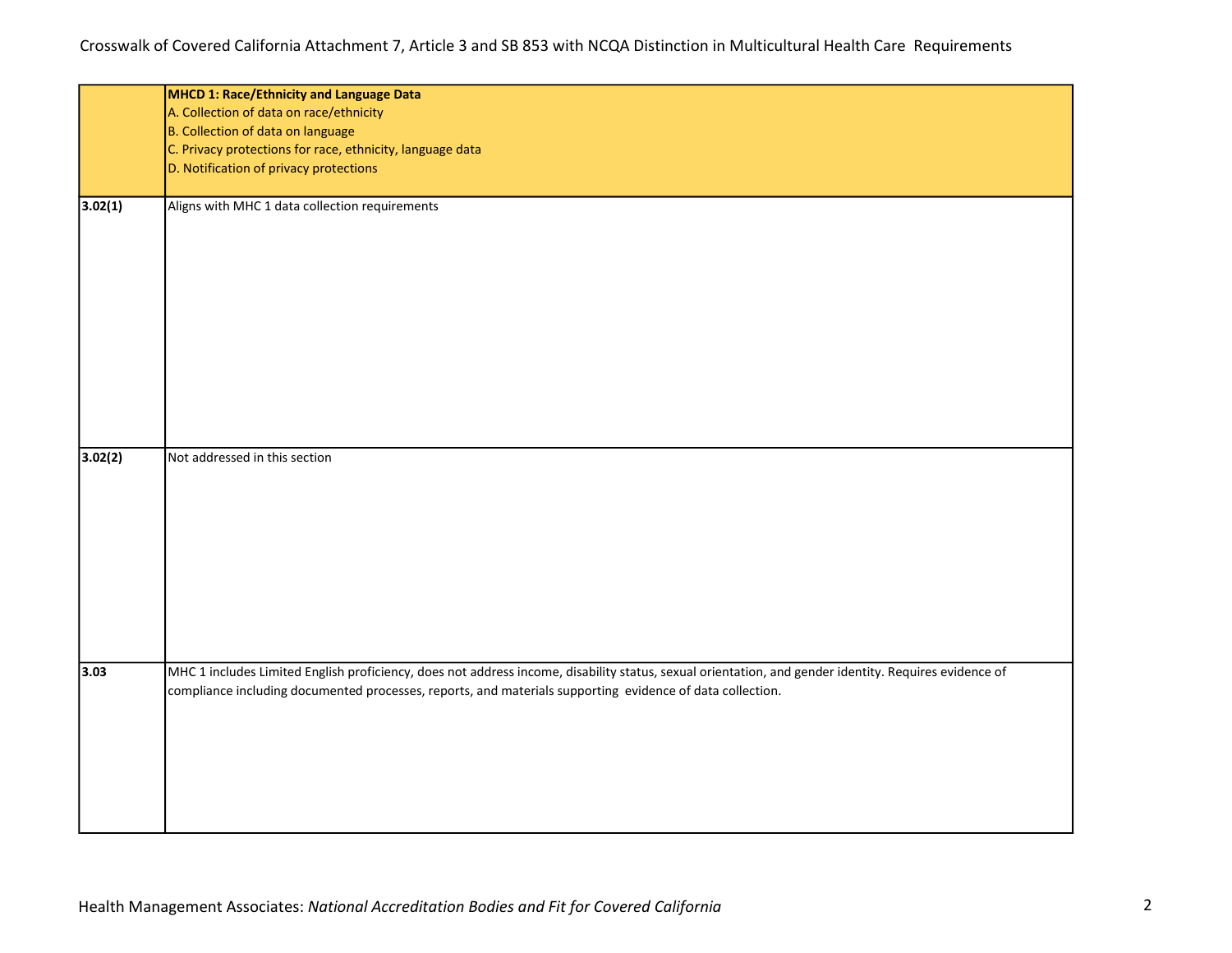| | **MHCD 1: Race/Ethnicity and Language Data**<br>A. Collection of data on race/ethnicity<br>B. Collection of data on language<br>C. Privacy protections for race, ethnicity, language data<br>D. Notification of privacy protections |
|---|---|
| **3.02(1)** | Aligns with MHC 1 data collection requirements |
| **3.02(2)** | Not addressed in this section |
| **3.03** | MHC 1 includes Limited English proficiency, does not address income, disability status, sexual orientation, and gender identity. Requires evidence of compliance including documented processes, reports, and materials supporting evidence of data collection. |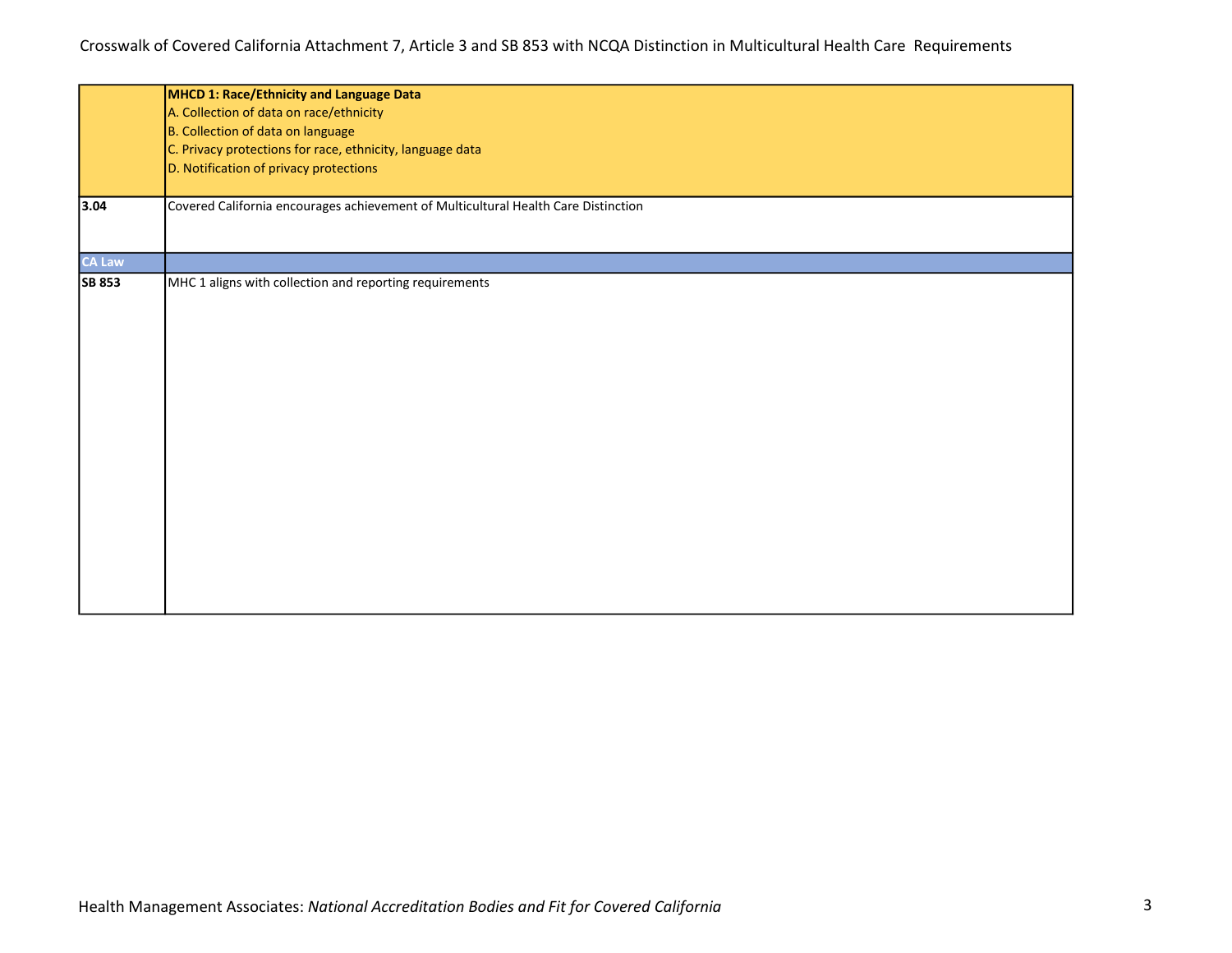Crosswalk of Covered California Attachment 7, Article 3 and SB 853 with NCQA Distinction in Multicultural Health Care Requirements

| | **MHCD 1: Race/Ethnicity and Language Data**<br>A. Collection of data on race/ethnicity<br>B. Collection of data on language<br>C. Privacy protections for race, ethnicity, language data<br>D. Notification of privacy protections |
|---|---|
| **3.04** | Covered California encourages achievement of Multicultural Health Care Distinction |
| **CA Law** | |
| **SB 853** | MHC 1 aligns with collection and reporting requirements |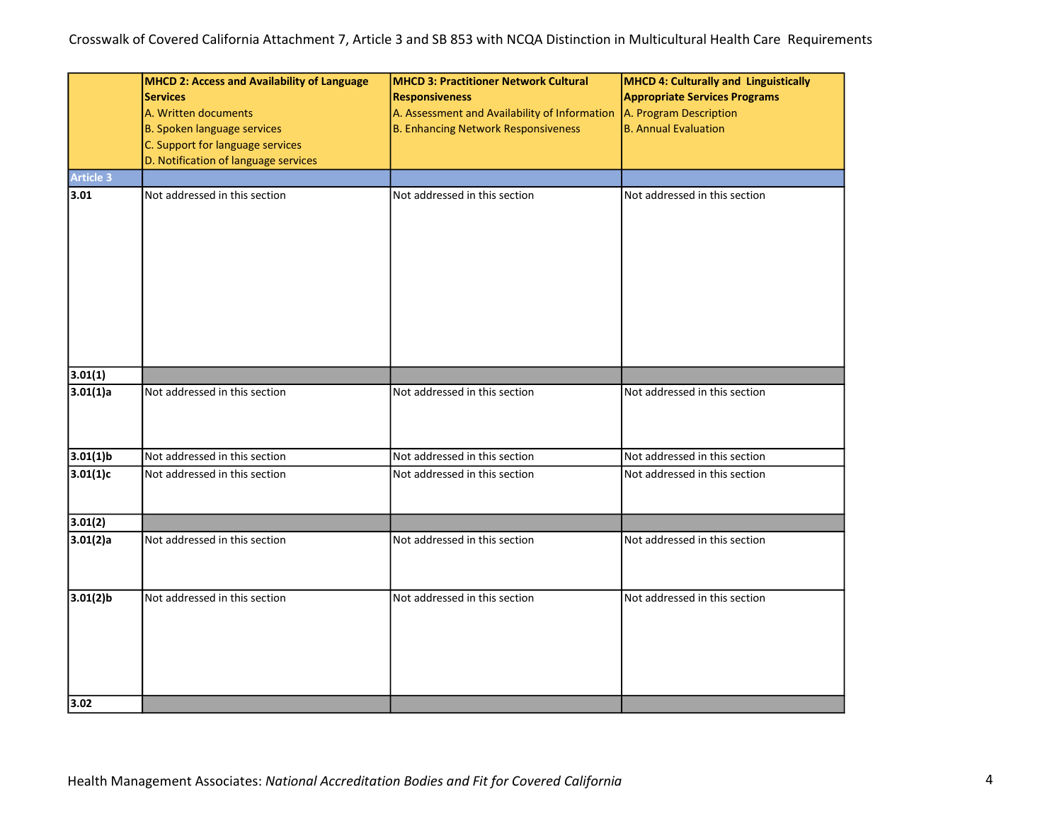Crosswalk of Covered California Attachment 7, Article 3 and SB 853 with NCQA Distinction in Multicultural Health Care Requirements

| | **MHCD 2: Access and Availability of Language Services**<br>A. Written documents<br>B. Spoken language services<br>C. Support for language services<br>D. Notification of language services | **MHCD 3: Practitioner Network Cultural Responsiveness**<br>A. Assessment and Availability of Information<br>B. Enhancing Network Responsiveness | **MHCD 4: Culturally and Linguistically Appropriate Services Programs**<br>A. Program Description<br>B. Annual Evaluation |
|---|---|---|---|
| **Article 3** | | | |
| **3.01** | Not addressed in this section | Not addressed in this section | Not addressed in this section |
| **3.01(1)** | | | |
| **3.01(1)a** | Not addressed in this section | Not addressed in this section | Not addressed in this section |
| **3.01(1)b** | Not addressed in this section | Not addressed in this section | Not addressed in this section |
| **3.01(1)c** | Not addressed in this section | Not addressed in this section | Not addressed in this section |
| **3.01(2)** | | | |
| **3.01(2)a** | Not addressed in this section | Not addressed in this section | Not addressed in this section |
| **3.01(2)b** | Not addressed in this section | Not addressed in this section | Not addressed in this section |
| **3.02** | | | |

Health Management Associates: *National Accreditation Bodies and Fit for Covered California*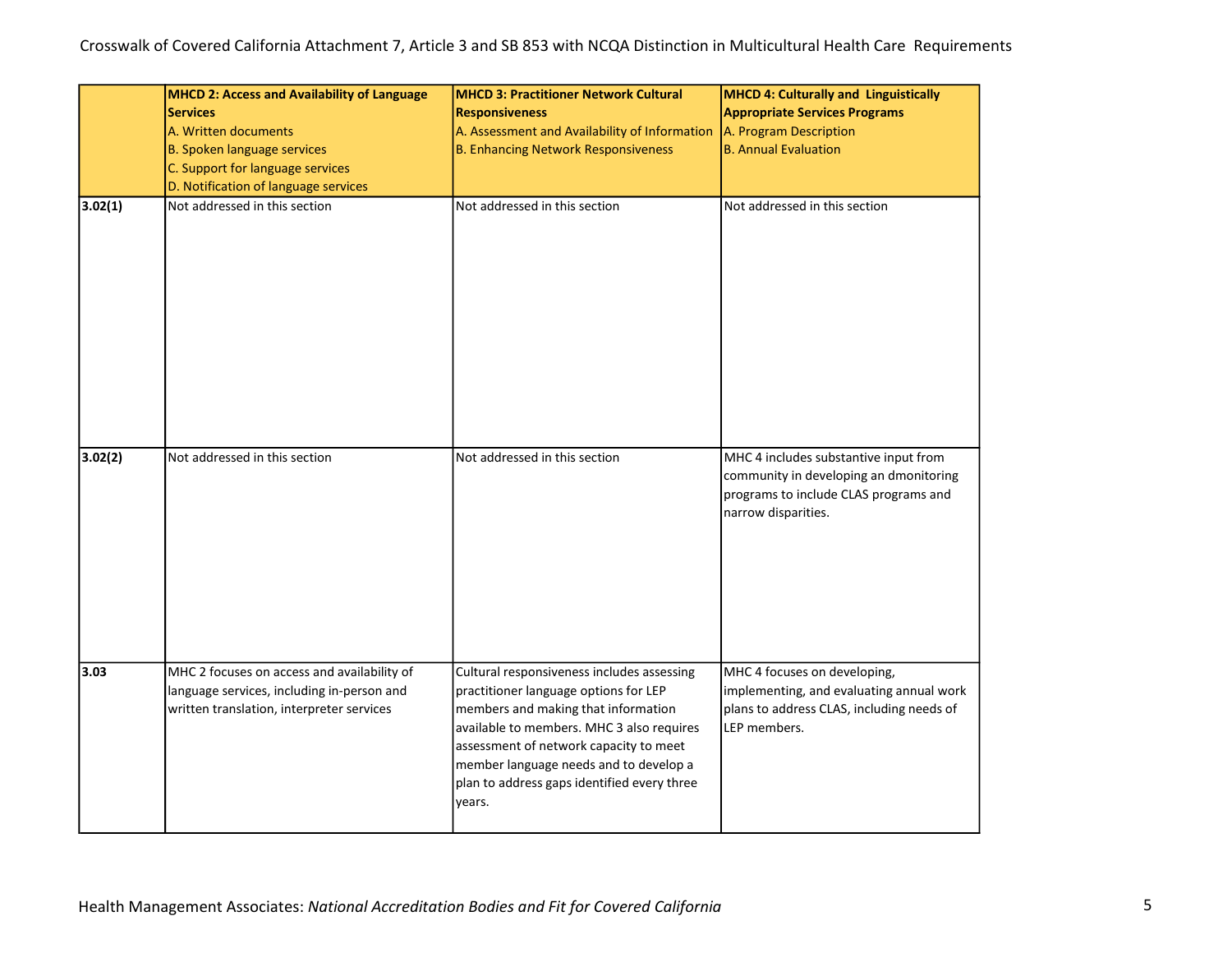| | **MHCD 2: Access and Availability of Language Services**<br>A. Written documents<br>B. Spoken language services<br>C. Support for language services<br>D. Notification of language services | **MHCD 3: Practitioner Network Cultural Responsiveness**<br>A. Assessment and Availability of Information<br>B. Enhancing Network Responsiveness | **MHCD 4: Culturally and Linguistically Appropriate Services Programs**<br>A. Program Description<br>B. Annual Evaluation |
|---|---|---|---|
| **3.02(1)** | Not addressed in this section | Not addressed in this section | Not addressed in this section |
| **3.02(2)** | Not addressed in this section | Not addressed in this section | MHC 4 includes substantive input from community in developing an dmonitoring programs to include CLAS programs and narrow disparities. |
| **3.03** | MHC 2 focuses on access and availability of language services, including in-person and written translation, interpreter services | Cultural responsiveness includes assessing practitioner language options for LEP members and making that information available to members. MHC 3 also requires assessment of network capacity to meet member language needs and to develop a plan to address gaps identified every three years. | MHC 4 focuses on developing, implementing, and evaluating annual work plans to address CLAS, including needs of LEP members. |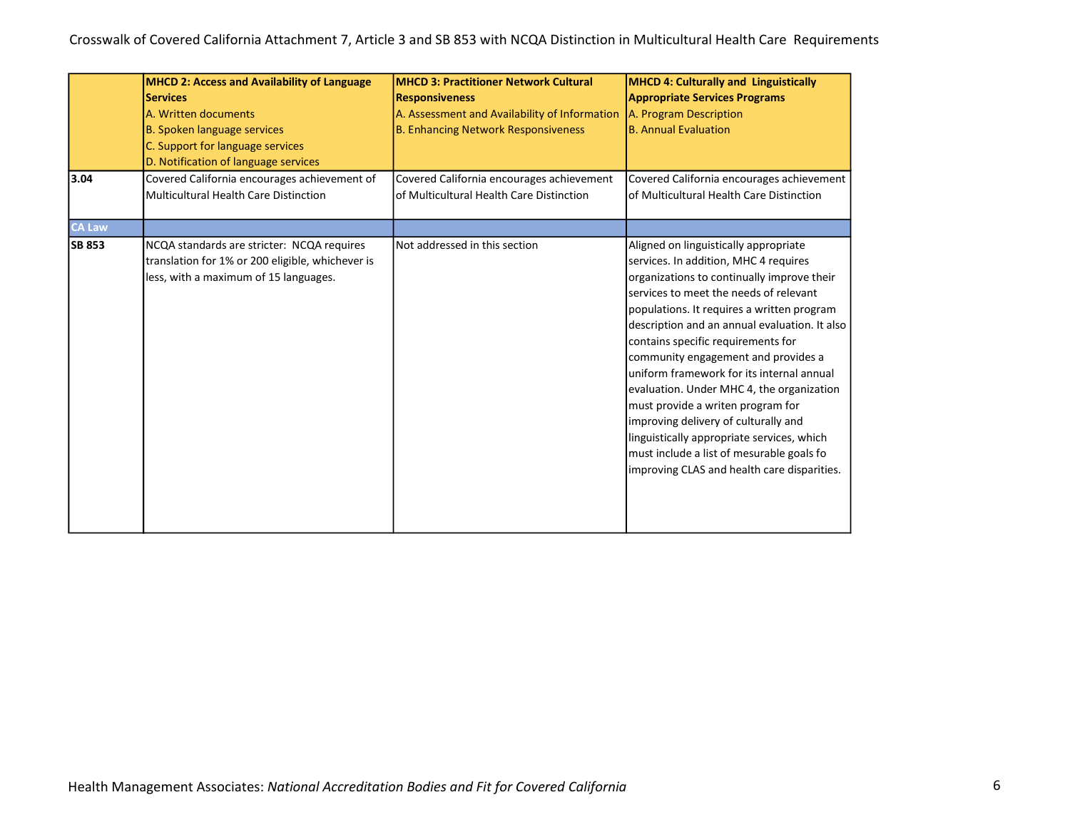Crosswalk of Covered California Attachment 7, Article 3 and SB 853 with NCQA Distinction in Multicultural Health Care Requirements

| | **MHCD 2: Access and Availability of Language Services**<br>A. Written documents<br>B. Spoken language services<br>C. Support for language services<br>D. Notification of language services | **MHCD 3: Practitioner Network Cultural Responsiveness**<br>A. Assessment and Availability of Information<br>B. Enhancing Network Responsiveness | **MHCD 4: Culturally and Linguistically Appropriate Services Programs**<br>A. Program Description<br>B. Annual Evaluation |
|---|---|---|---|
| **3.04** | Covered California encourages achievement of Multicultural Health Care Distinction | Covered California encourages achievement of Multicultural Health Care Distinction | Covered California encourages achievement of Multicultural Health Care Distinction |
| **CA Law** | | | |
| **SB 853** | NCQA standards are stricter: NCQA requires translation for 1% or 200 eligible, whichever is less, with a maximum of 15 languages. | Not addressed in this section | Aligned on linguistically appropriate services. In addition, MHC 4 requires organizations to continually improve their services to meet the needs of relevant populations. It requires a written program description and an annual evaluation. It also contains specific requirements for community engagement and provides a uniform framework for its internal annual evaluation. Under MHC 4, the organization must provide a writen program for improving delivery of culturally and linguistically appropriate services, which must include a list of mesurable goals fo improving CLAS and health care disparities. |

Health Management Associates: *National Accreditation Bodies and Fit for Covered California*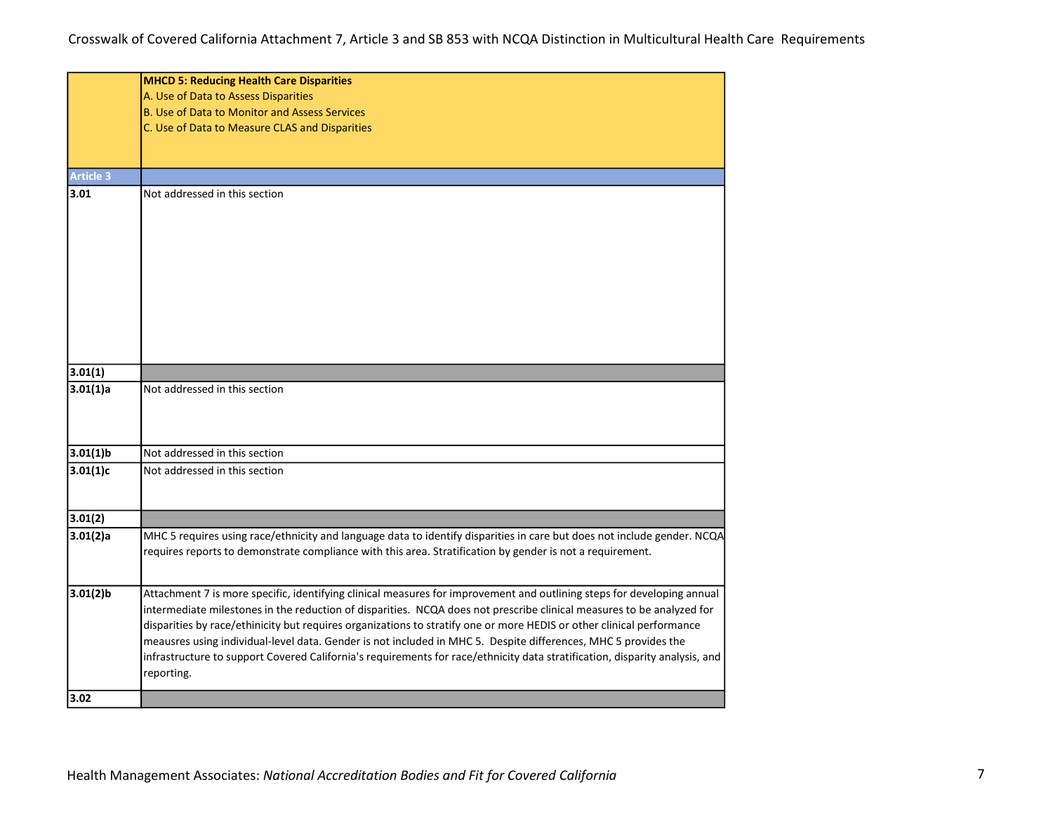| | **MHCD 5: Reducing Health Care Disparities**<br>A. Use of Data to Assess Disparities<br>B. Use of Data to Monitor and Assess Services<br>C. Use of Data to Measure CLAS and Disparities |
|---|---|
| **Article 3** | |
| **3.01** | Not addressed in this section |
| **3.01(1)** | |
| **3.01(1)a** | Not addressed in this section |
| **3.01(1)b** | Not addressed in this section |
| **3.01(1)c** | Not addressed in this section |
| **3.01(2)** | |
| **3.01(2)a** | MHC 5 requires using race/ethnicity and language data to identify disparities in care but does not include gender. NCQA requires reports to demonstrate compliance with this area. Stratification by gender is not a requirement. |
| **3.01(2)b** | Attachment 7 is more specific, identifying clinical measures for improvement and outlining steps for developing annual intermediate milestones in the reduction of disparities. NCQA does not prescribe clinical measures to be analyzed for disparities by race/ethinicity but requires organizations to stratify one or more HEDIS or other clinical performance meausres using individual-level data. Gender is not included in MHC 5. Despite differences, MHC 5 provides the infrastructure to support Covered California's requirements for race/ethnicity data stratification, disparity analysis, and reporting. |
| **3.02** | |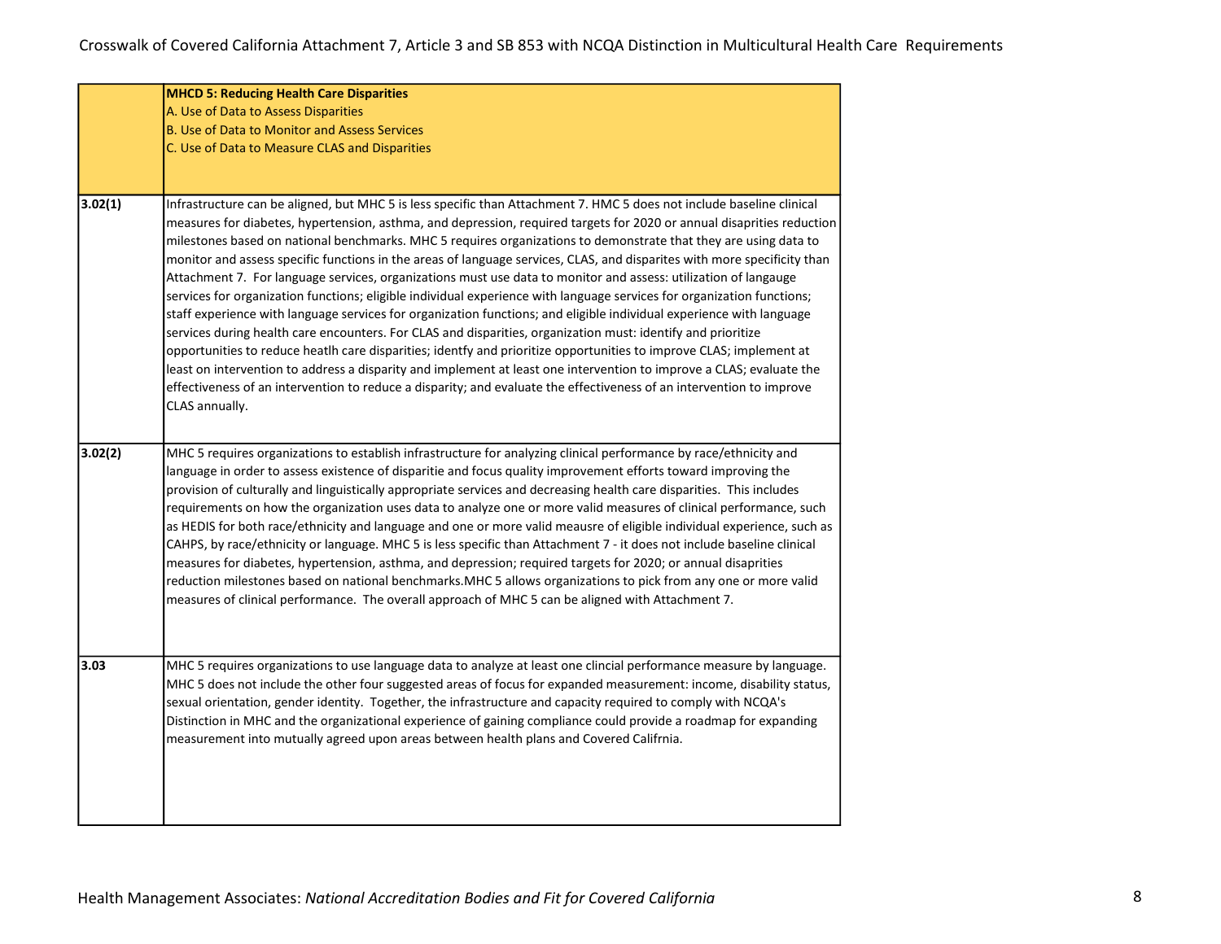| | **MHCD 5: Reducing Health Care Disparities**<br>A. Use of Data to Assess Disparities<br>B. Use of Data to Monitor and Assess Services<br>C. Use of Data to Measure CLAS and Disparities |
|---|---|
| **3.02(1)** | Infrastructure can be aligned, but MHC 5 is less specific than Attachment 7. HMC 5 does not include baseline clinical measures for diabetes, hypertension, asthma, and depression, required targets for 2020 or annual disapirities reduction milestones based on national benchmarks. MHC 5 requires organizations to demonstrate that they are using data to monitor and assess specific functions in the areas of language services, CLAS, and disparites with more specificity than Attachment 7. For language services, organizations must use data to monitor and assess: utilization of langauge services for organization functions; eligible individual experience with language services for organization functions; staff experience with language services for organization functions; and eligible individual experience with language services during health care encounters. For CLAS and disparities, organization must: identify and prioritize opportunities to reduce heatlh care disparities; identfy and prioritize opportunities to improve CLAS; implement at least on intervention to address a disparity and implement at least one intervention to improve a CLAS; evaluate the effectiveness of an intervention to reduce a disparity; and evaluate the effectiveness of an intervention to improve CLAS annually. |
| **3.02(2)** | MHC 5 requires organizations to establish infrastructure for analyzing clinical performance by race/ethnicity and language in order to assess existence of disparitie and focus quality improvement efforts toward improving the provision of culturally and linguistically appropriate services and decreasing health care disparities. This includes requirements on how the organization uses data to analyze one or more valid measures of clinical performance, such as HEDIS for both race/ethnicity and language and one or more valid meausre of eligible individual experience, such as CAHPS, by race/ethnicity or language. MHC 5 is less specific than Attachment 7 - it does not include baseline clinical measures for diabetes, hypertension, asthma, and depression; required targets for 2020; or annual disaprities reduction milestones based on national benchmarks.MHC 5 allows organizations to pick from any one or more valid measures of clinical performance. The overall approach of MHC 5 can be aligned with Attachment 7. |
| **3.03** | MHC 5 requires organizations to use language data to analyze at least one clincial performance measure by language. MHC 5 does not include the other four suggested areas of focus for expanded measurement: income, disability status, sexual orientation, gender identity. Together, the infrastructure and capacity required to comply with NCQA's Distinction in MHC and the organizational experience of gaining compliance could provide a roadmap for expanding measurement into mutually agreed upon areas between health plans and Covered Califrnia. |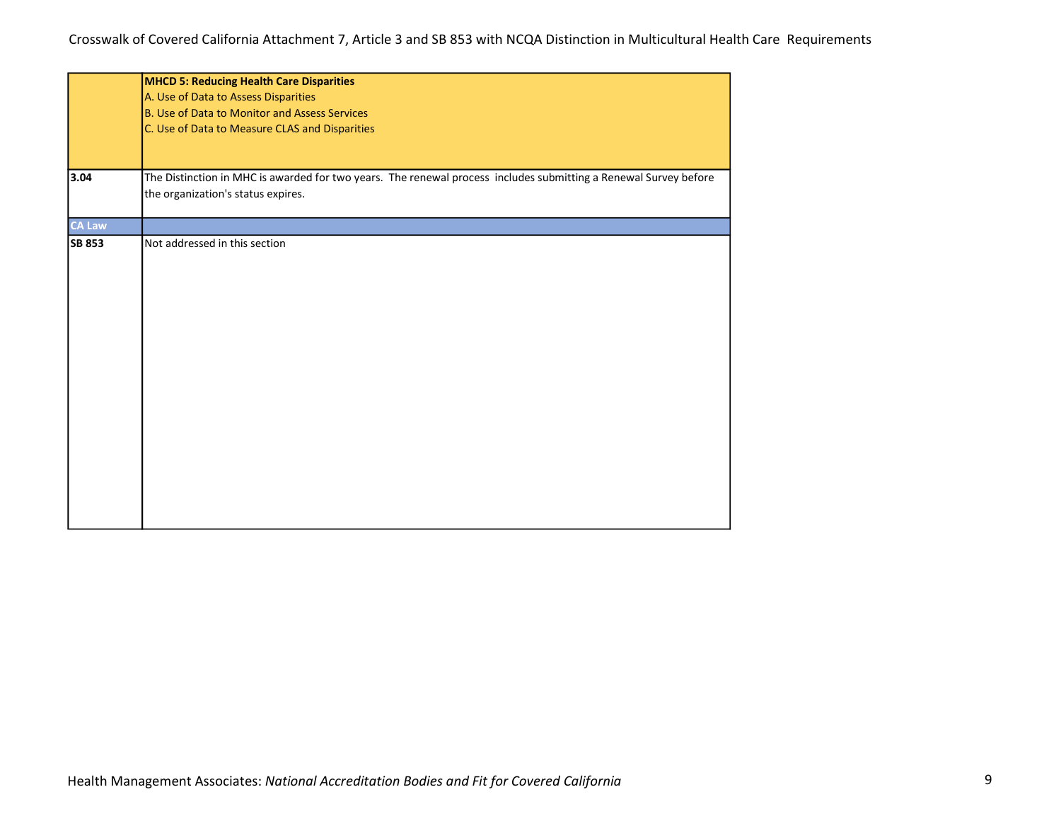| | **MHCD 5: Reducing Health Care Disparities**<br>A. Use of Data to Assess Disparities<br>B. Use of Data to Monitor and Assess Services<br>C. Use of Data to Measure CLAS and Disparities |
|---|---|
| **3.04** | The Distinction in MHC is awarded for two years. The renewal process includes submitting a Renewal Survey before the organization's status expires. |
| **CA Law** | |
| **SB 853** | Not addressed in this section |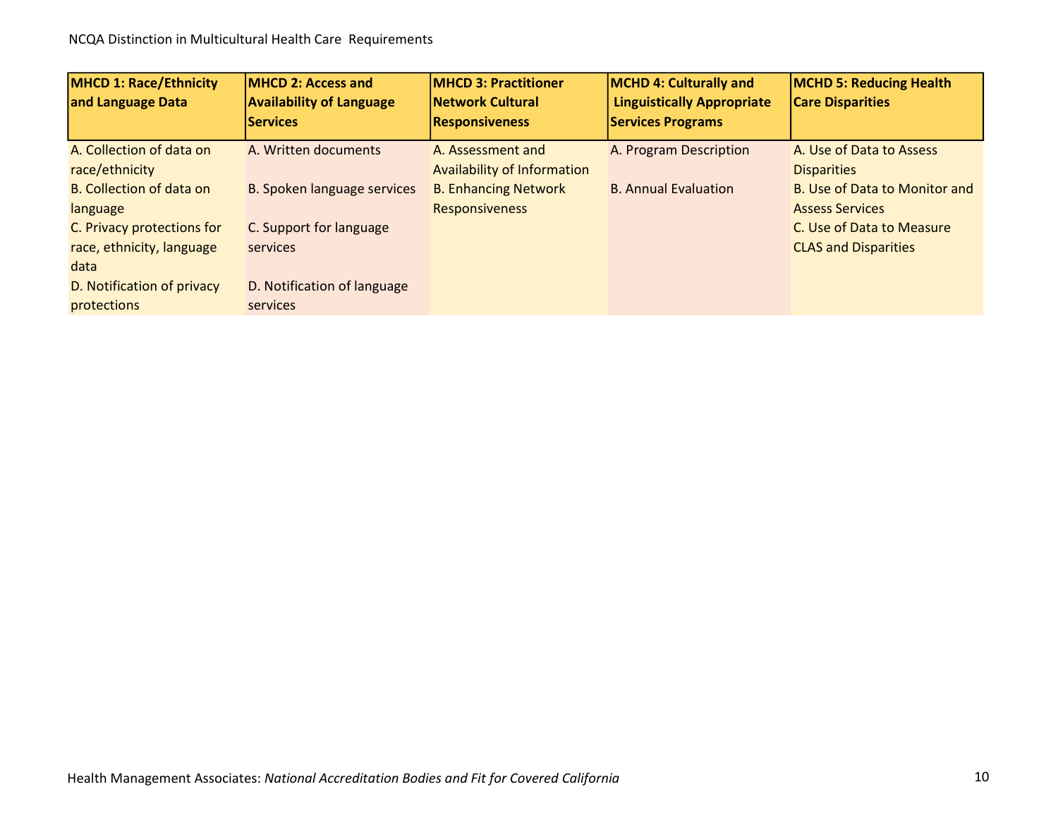NCQA Distinction in Multicultural Health Care Requirements

| MHCD 1: Race/Ethnicity and Language Data | MHCD 2: Access and Availability of Language Services | MHCD 3: Practitioner Network Cultural Responsiveness | MCHD 4: Culturally and Linguistically Appropriate Services Programs | MCHD 5: Reducing Health Care Disparities |
|---|---|---|---|---|
| A. Collection of data on race/ethnicity | A. Written documents | A. Assessment and Availability of Information | A. Program Description | A. Use of Data to Assess Disparities |
| B. Collection of data on language | B. Spoken language services | B. Enhancing Network Responsiveness | B. Annual Evaluation | B. Use of Data to Monitor and Assess Services |
| C. Privacy protections for race, ethnicity, language data | C. Support for language services | | | C. Use of Data to Measure CLAS and Disparities |
| D. Notification of privacy protections | D. Notification of language services | | | |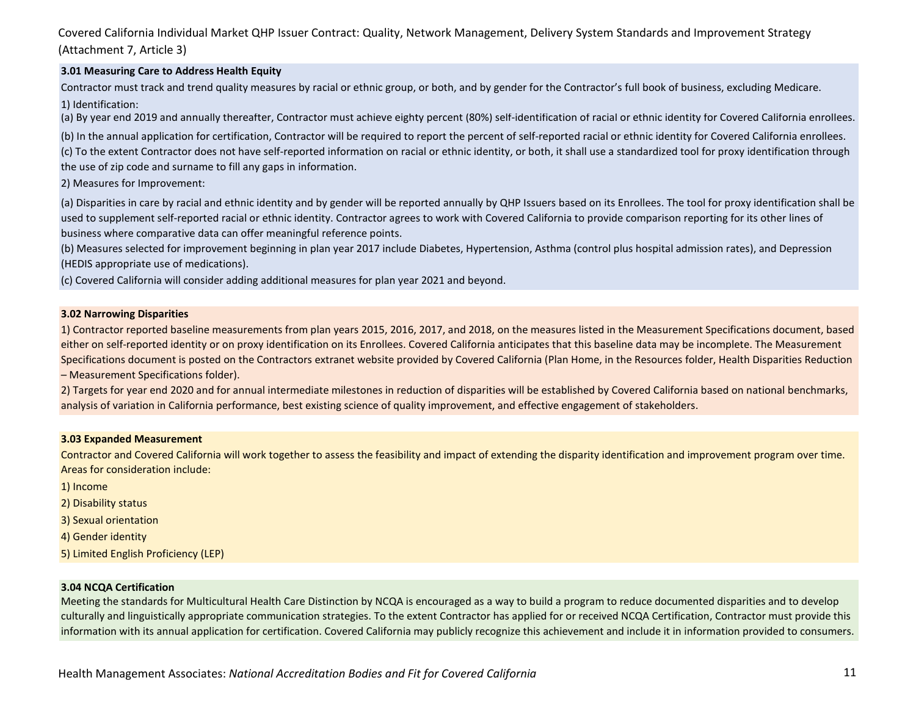Covered California Individual Market QHP Issuer Contract: Quality, Network Management, Delivery System Standards and Improvement Strategy (Attachment 7, Article 3)

**3.01 Measuring Care to Address Health Equity**

Contractor must track and trend quality measures by racial or ethnic group, or both, and by gender for the Contractor's full book of business, excluding Medicare.

1) Identification:

(a) By year end 2019 and annually thereafter, Contractor must achieve eighty percent (80%) self-identification of racial or ethnic identity for Covered California enrollees.

(b) In the annual application for certification, Contractor will be required to report the percent of self-reported racial or ethnic identity for Covered California enrollees.

(c) To the extent Contractor does not have self-reported information on racial or ethnic identity, or both, it shall use a standardized tool for proxy identification through the use of zip code and surname to fill any gaps in information.

2) Measures for Improvement:

(a) Disparities in care by racial and ethnic identity and by gender will be reported annually by QHP Issuers based on its Enrollees. The tool for proxy identification shall be used to supplement self-reported racial or ethnic identity. Contractor agrees to work with Covered California to provide comparison reporting for its other lines of business where comparative data can offer meaningful reference points.

(b) Measures selected for improvement beginning in plan year 2017 include Diabetes, Hypertension, Asthma (control plus hospital admission rates), and Depression (HEDIS appropriate use of medications).

(c) Covered California will consider adding additional measures for plan year 2021 and beyond.

**3.02 Narrowing Disparities**

1) Contractor reported baseline measurements from plan years 2015, 2016, 2017, and 2018, on the measures listed in the Measurement Specifications document, based either on self-reported identity or on proxy identification on its Enrollees. Covered California anticipates that this baseline data may be incomplete. The Measurement Specifications document is posted on the Contractors extranet website provided by Covered California (Plan Home, in the Resources folder, Health Disparities Reduction – Measurement Specifications folder).

2) Targets for year end 2020 and for annual intermediate milestones in reduction of disparities will be established by Covered California based on national benchmarks, analysis of variation in California performance, best existing science of quality improvement, and effective engagement of stakeholders.

**3.03 Expanded Measurement**

Contractor and Covered California will work together to assess the feasibility and impact of extending the disparity identification and improvement program over time. Areas for consideration include:

1) Income

2) Disability status

3) Sexual orientation

4) Gender identity

5) Limited English Proficiency (LEP)

**3.04 NCQA Certification**

Meeting the standards for Multicultural Health Care Distinction by NCQA is encouraged as a way to build a program to reduce documented disparities and to develop culturally and linguistically appropriate communication strategies. To the extent Contractor has applied for or received NCQA Certification, Contractor must provide this information with its annual application for certification. Covered California may publicly recognize this achievement and include it in information provided to consumers.